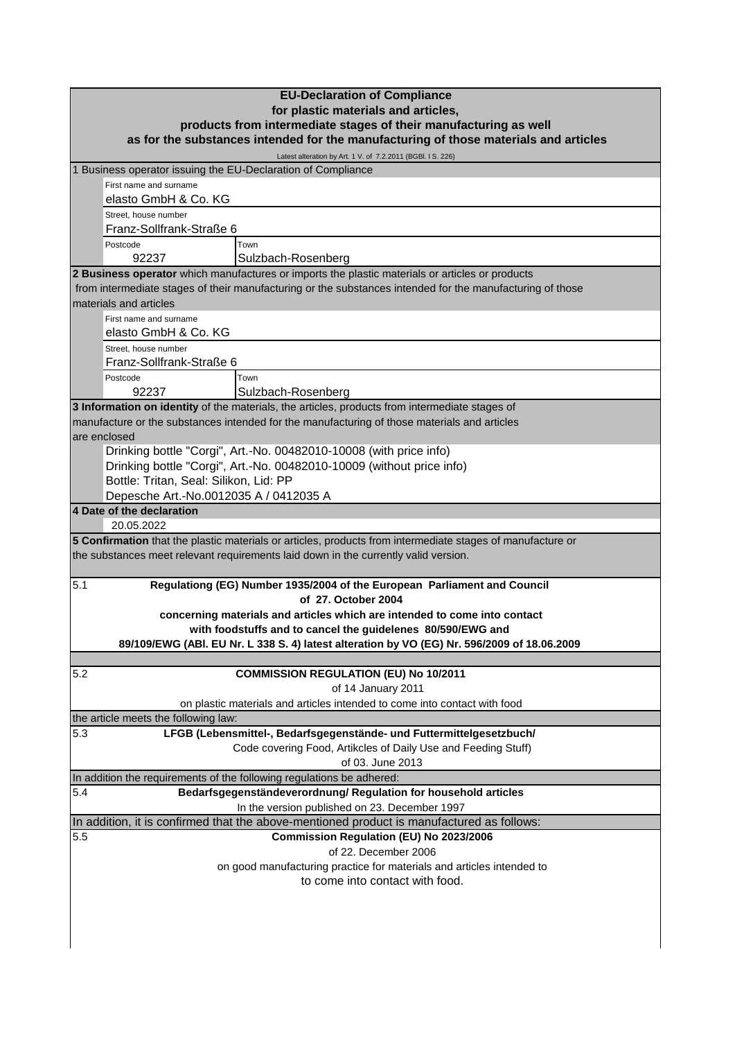# EU-Declaration of Compliance
## for plastic materials and articles,
## products from intermediate stages of their manufacturing as well
## as for the substances intended for the manufacturing of those materials and articles

Latest alteration by Art. 1 V. of 7.2.2011 (BGBl. I S. 226)

**1 Business operator issuing the EU-Declaration of Compliance**

| | |
|---|---|
| First name and surname | elasto GmbH & Co. KG |
| Street, house number | Franz-Sollfrank-Straße 6 |
| Postcode | 92237 |
| Town | Sulzbach-Rosenberg |

**2 Business operator** which manufactures or imports the plastic materials or articles or products from intermediate stages of their manufacturing or the substances intended for the manufacturing of those materials and articles

| | |
|---|---|
| First name and surname | elasto GmbH & Co. KG |
| Street, house number | Franz-Sollfrank-Straße 6 |
| Postcode | 92237 |
| Town | Sulzbach-Rosenberg |

**3 Information on identity** of the materials, the articles, products from intermediate stages of manufacture or the substances intended for the manufacturing of those materials and articles are enclosed

Drinking bottle "Corgi", Art.-No. 00482010-10008 (with price info)
Drinking bottle "Corgi", Art.-No. 00482010-10009 (without price info)
Bottle: Tritan, Seal: Silikon, Lid: PP
Depesche Art.-No.0012035 A / 0412035 A

**4 Date of the declaration**

20.05.2022

**5 Confirmation** that the plastic materials or articles, products from intermediate stages of manufacture or the substances meet relevant requirements laid down in the currently valid version.

5.1 **Regulationg (EG) Number 1935/2004 of the European Parliament and Council of 27. October 2004 concerning materials and articles which are intended to come into contact with foodstuffs and to cancel the guidelenes 80/590/EWG and 89/109/EWG (ABl. EU Nr. L 338 S. 4) latest alteration by VO (EG) Nr. 596/2009 of 18.06.2009**

5.2 **COMMISSION REGULATION (EU) No 10/2011**
of 14 January 2011
on plastic materials and articles intended to come into contact with food

the article meets the following law:

5.3 **LFGB (Lebensmittel-, Bedarfsgegenstände- und Futtermittelgesetzbuch/**
Code covering Food, Artikcles of Daily Use and Feeding Stuff)
of 03. June 2013

In addition the requirements of the following regulations be adhered:

5.4 **Bedarfsgegenständeverordnung/ Regulation for household articles**
In the version published on 23. December 1997

In addition, it is confirmed that the above-mentioned product is manufactured as follows:

5.5 **Commission Regulation (EU) No 2023/2006**
of 22. December 2006
on good manufacturing practice for materials and articles intended to to come into contact with food.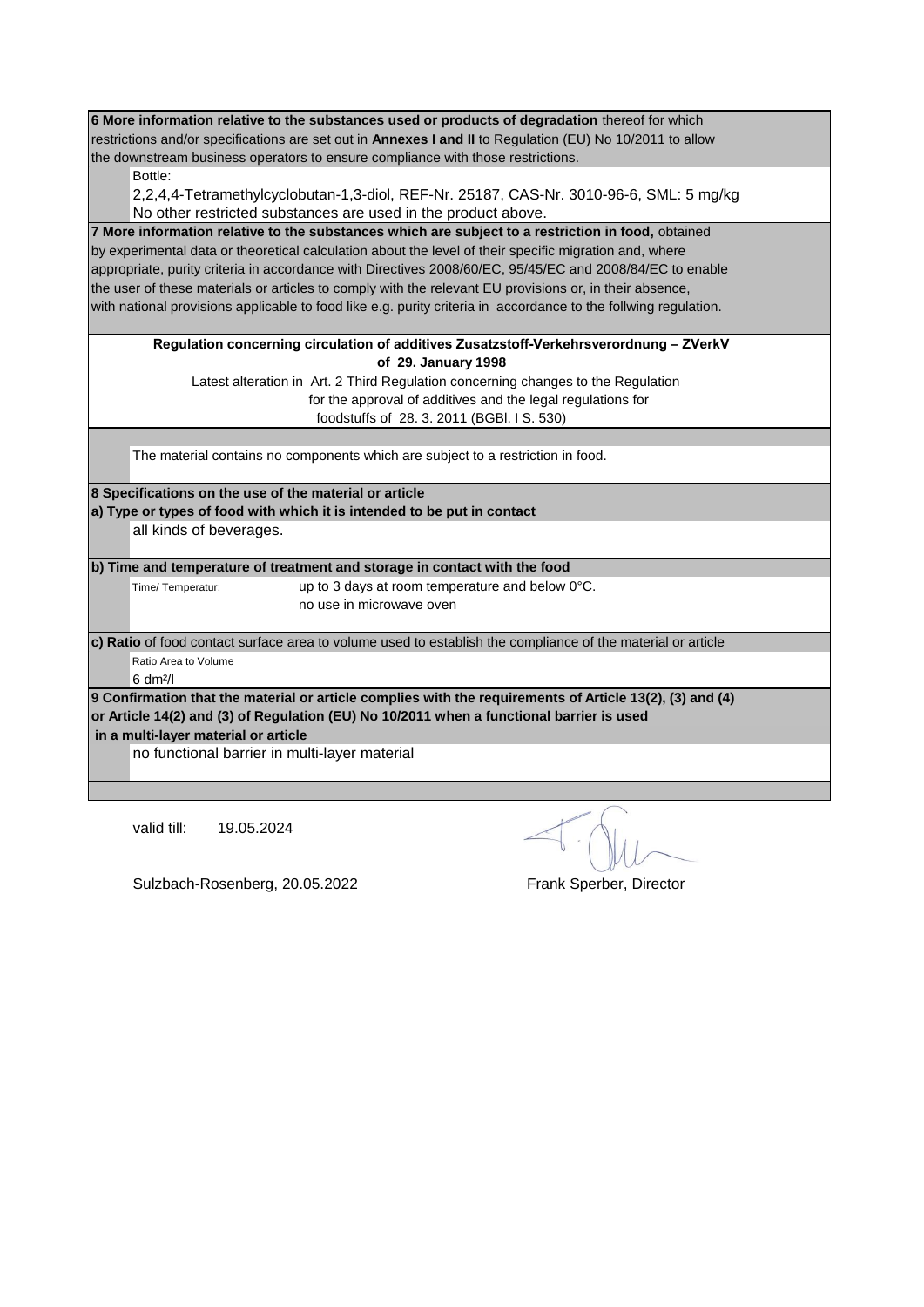**6 More information relative to the substances used or products of degradation** thereof for which restrictions and/or specifications are set out in **Annexes I and II** to Regulation (EU) No 10/2011 to allow the downstream business operators to ensure compliance with those restrictions.

Bottle:

2,2,4,4-Tetramethylcyclobutan-1,3-diol, REF-Nr. 25187, CAS-Nr. 3010-96-6, SML: 5 mg/kg

No other restricted substances are used in the product above.

**7 More information relative to the substances which are subject to a restriction in food,** obtained by experimental data or theoretical calculation about the level of their specific migration and, where appropriate, purity criteria in accordance with Directives 2008/60/EC, 95/45/EC and 2008/84/EC to enable the user of these materials or articles to comply with the relevant EU provisions or, in their absence, with national provisions applicable to food like e.g. purity criteria in accordance to the follwing regulation.

**Regulation concerning circulation of additives Zusatzstoff-Verkehrsverordnung – ZVerkV of 29. January 1998**

Latest alteration in Art. 2 Third Regulation concerning changes to the Regulation for the approval of additives and the legal regulations for foodstuffs of 28. 3. 2011 (BGBl. I S. 530)

The material contains no components which are subject to a restriction in food.

**8 Specifications on the use of the material or article**

**a) Type or types of food with which it is intended to be put in contact**

all kinds of beverages.

**b) Time and temperature of treatment and storage in contact with the food**

Time/ Temperatur: up to 3 days at room temperature and below 0°C.
no use in microwave oven

**c) Ratio** of food contact surface area to volume used to establish the compliance of the material or article

Ratio Area to Volume

6 dm²/l

**9 Confirmation that the material or article complies with the requirements of Article 13(2), (3) and (4) or Article 14(2) and (3) of Regulation (EU) No 10/2011 when a functional barrier is used in a multi-layer material or article**

no functional barrier in multi-layer material

valid till: 19.05.2024

Sulzbach-Rosenberg, 20.05.2022

Frank Sperber, Director